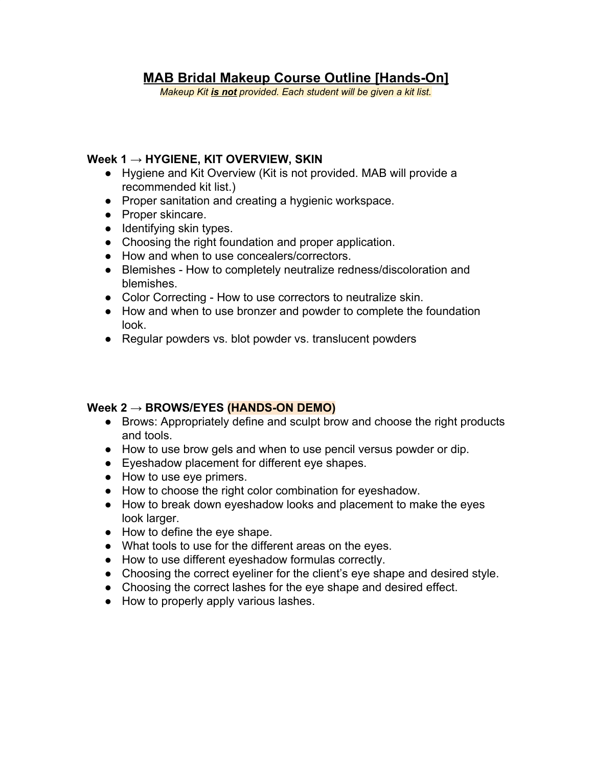# MAB Bridal Makeup Course Outline [Hands-On]

*Makeup Kit **is not** provided. Each student will be given a kit list.*

### Week 1 → HYGIENE, KIT OVERVIEW, SKIN

- Hygiene and Kit Overview (Kit is not provided. MAB will provide a recommended kit list.)
- Proper sanitation and creating a hygienic workspace.
- Proper skincare.
- Identifying skin types.
- Choosing the right foundation and proper application.
- How and when to use concealers/correctors.
- Blemishes - How to completely neutralize redness/discoloration and blemishes.
- Color Correcting - How to use correctors to neutralize skin.
- How and when to use bronzer and powder to complete the foundation look.
- Regular powders vs. blot powder vs. translucent powders

### Week 2 → BROWS/EYES (HANDS-ON DEMO)

- Brows: Appropriately define and sculpt brow and choose the right products and tools.
- How to use brow gels and when to use pencil versus powder or dip.
- Eyeshadow placement for different eye shapes.
- How to use eye primers.
- How to choose the right color combination for eyeshadow.
- How to break down eyeshadow looks and placement to make the eyes look larger.
- How to define the eye shape.
- What tools to use for the different areas on the eyes.
- How to use different eyeshadow formulas correctly.
- Choosing the correct eyeliner for the client's eye shape and desired style.
- Choosing the correct lashes for the eye shape and desired effect.
- How to properly apply various lashes.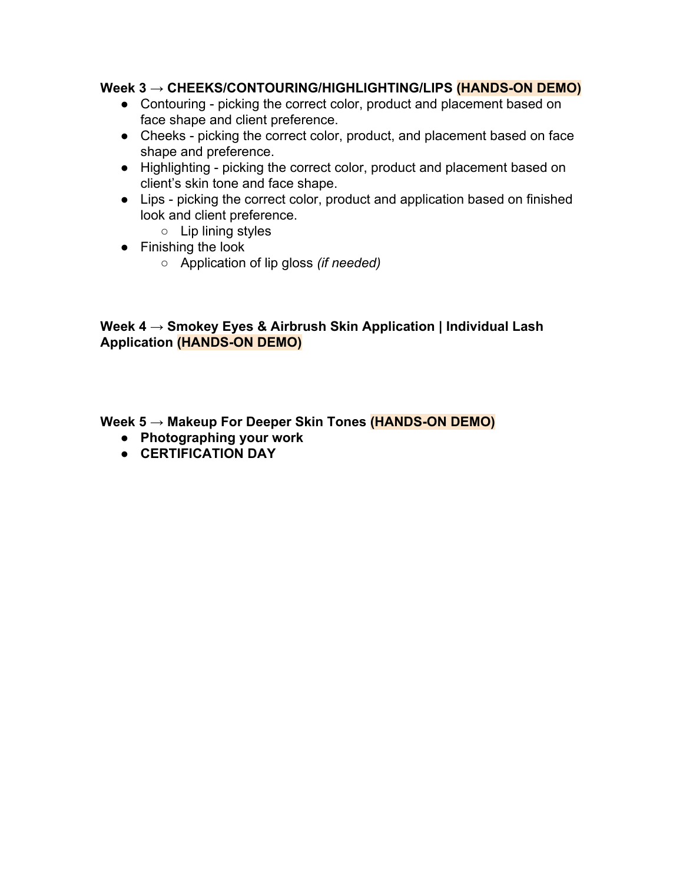**Week 3 → CHEEKS/CONTOURING/HIGHLIGHTING/LIPS (HANDS-ON DEMO)**

- Contouring - picking the correct color, product and placement based on face shape and client preference.
- Cheeks - picking the correct color, product, and placement based on face shape and preference.
- Highlighting - picking the correct color, product and placement based on client's skin tone and face shape.
- Lips - picking the correct color, product and application based on finished look and client preference.
  - Lip lining styles
- Finishing the look
  - Application of lip gloss *(if needed)*

**Week 4 → Smokey Eyes & Airbrush Skin Application | Individual Lash Application (HANDS-ON DEMO)**

**Week 5 → Makeup For Deeper Skin Tones (HANDS-ON DEMO)**

- **Photographing your work**
- **CERTIFICATION DAY**